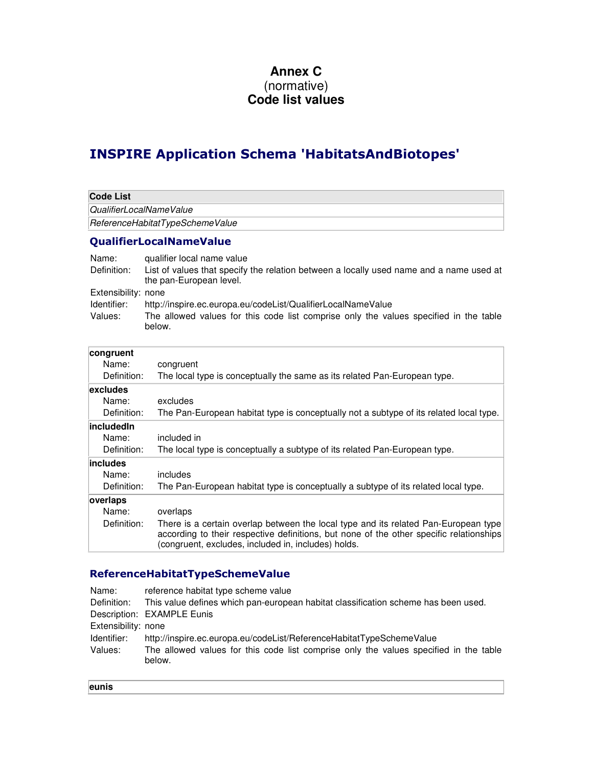# Annex C
(normative)
# Code list values

## INSPIRE Application Schema 'HabitatsAndBiotopes'

| Code List |
|---|
| *QualifierLocalNameValue* |
| *ReferenceHabitatTypeSchemeValue* |

### QualifierLocalNameValue

| | |
|---|---|
| Name: | qualifier local name value |
| Definition: | List of values that specify the relation between a locally used name and a name used at the pan-European level. |
| Extensibility: | none |
| Identifier: | http://inspire.ec.europa.eu/codeList/QualifierLocalNameValue |
| Values: | The allowed values for this code list comprise only the values specified in the table below. |

| **congruent** | |
|---|---|
| Name: | congruent |
| Definition: | The local type is conceptually the same as its related Pan-European type. |
| **excludes** | |
| Name: | excludes |
| Definition: | The Pan-European habitat type is conceptually not a subtype of its related local type. |
| **includedIn** | |
| Name: | included in |
| Definition: | The local type is conceptually a subtype of its related Pan-European type. |
| **includes** | |
| Name: | includes |
| Definition: | The Pan-European habitat type is conceptually a subtype of its related local type. |
| **overlaps** | |
| Name: | overlaps |
| Definition: | There is a certain overlap between the local type and its related Pan-European type according to their respective definitions, but none of the other specific relationships (congruent, excludes, included in, includes) holds. |

### ReferenceHabitatTypeSchemeValue

| | |
|---|---|
| Name: | reference habitat type scheme value |
| Definition: | This value defines which pan-european habitat classification scheme has been used. |
| Description: | EXAMPLE Eunis |
| Extensibility: | none |
| Identifier: | http://inspire.ec.europa.eu/codeList/ReferenceHabitatTypeSchemeValue |
| Values: | The allowed values for this code list comprise only the values specified in the table below. |

| **eunis** |
|---|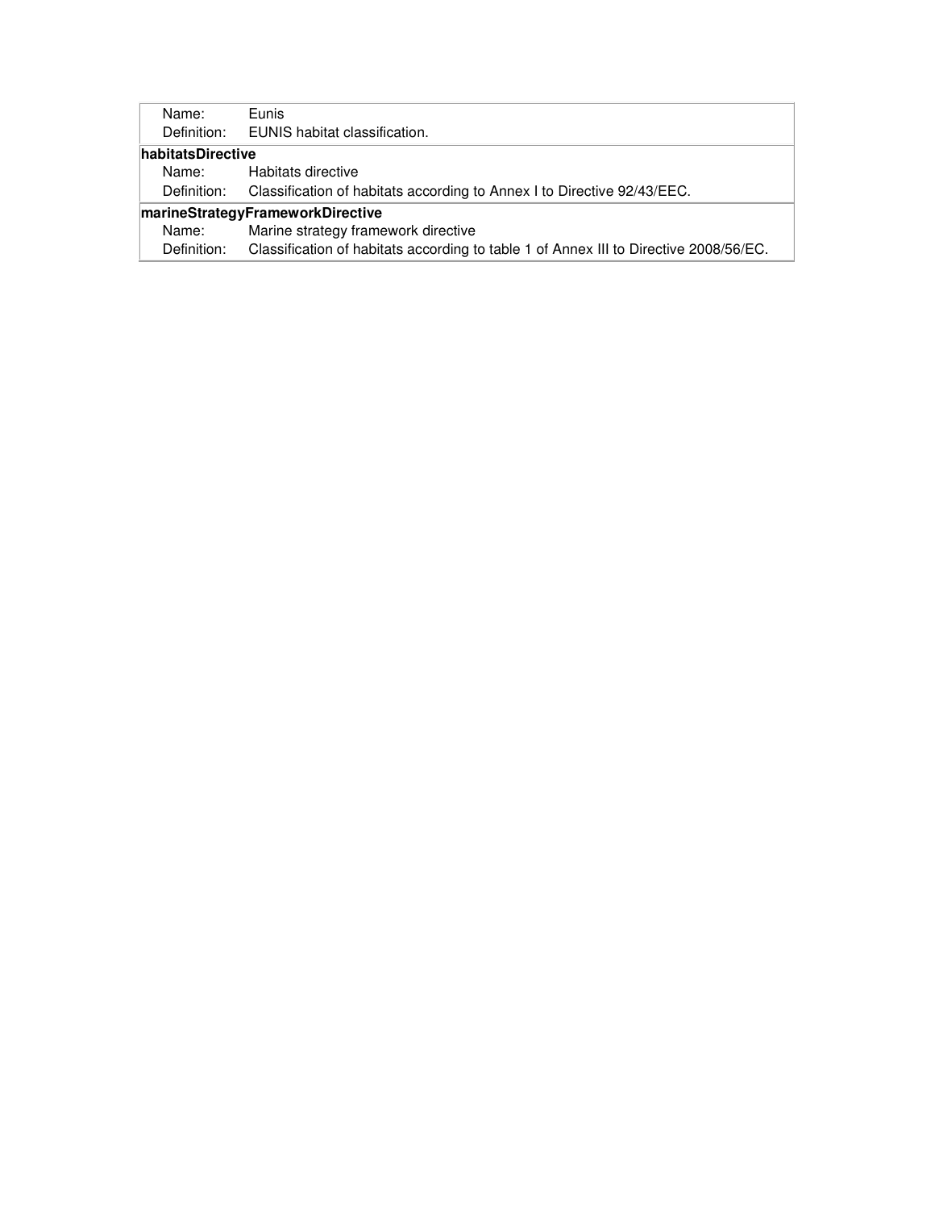| | |
|---|---|
| Name: | Eunis |
| Definition: | EUNIS habitat classification. |
| **habitatsDirective** | |
| Name: | Habitats directive |
| Definition: | Classification of habitats according to Annex I to Directive 92/43/EEC. |
| **marineStrategyFrameworkDirective** | |
| Name: | Marine strategy framework directive |
| Definition: | Classification of habitats according to table 1 of Annex III to Directive 2008/56/EC. |